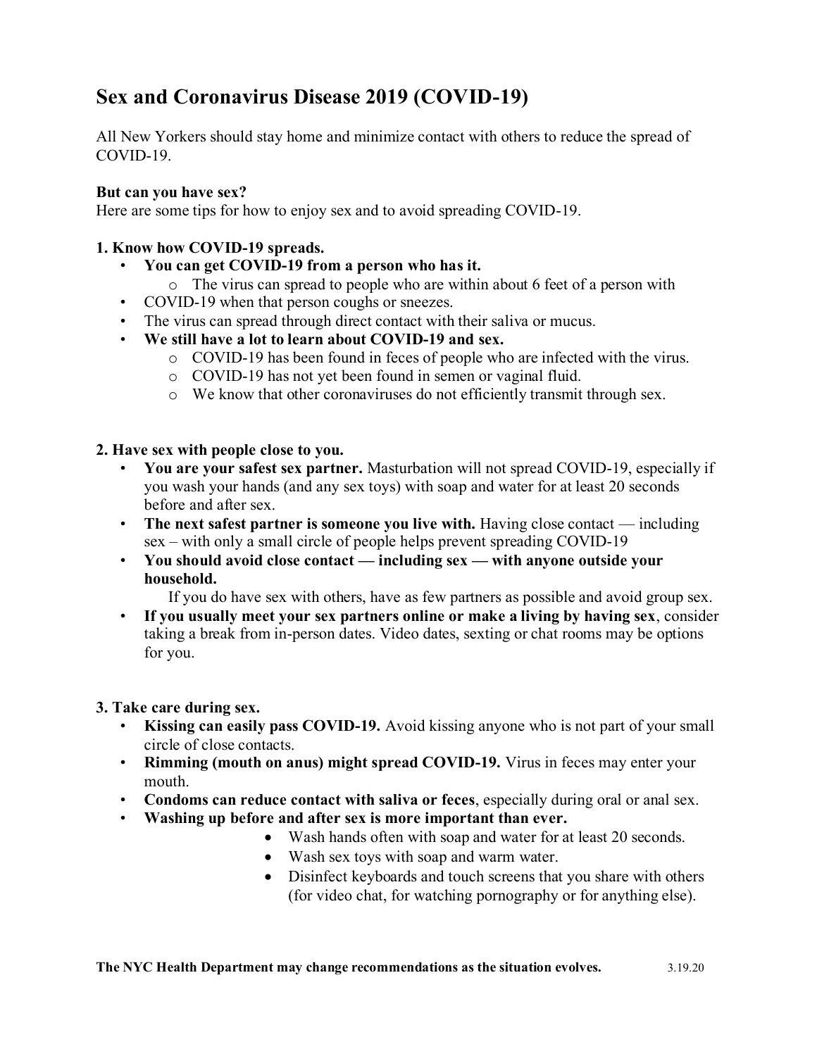# Sex and Coronavirus Disease 2019 (COVID-19)

All New Yorkers should stay home and minimize contact with others to reduce the spread of COVID-19.

**But can you have sex?**
Here are some tips for how to enjoy sex and to avoid spreading COVID-19.

**1. Know how COVID-19 spreads.**

- **You can get COVID-19 from a person who has it.**
    - The virus can spread to people who are within about 6 feet of a person with
- COVID-19 when that person coughs or sneezes.
- The virus can spread through direct contact with their saliva or mucus.
- **We still have a lot to learn about COVID-19 and sex.**
    - COVID-19 has been found in feces of people who are infected with the virus.
    - COVID-19 has not yet been found in semen or vaginal fluid.
    - We know that other coronaviruses do not efficiently transmit through sex.

**2. Have sex with people close to you.**

- **You are your safest sex partner.** Masturbation will not spread COVID-19, especially if you wash your hands (and any sex toys) with soap and water for at least 20 seconds before and after sex.
- **The next safest partner is someone you live with.** Having close contact — including sex – with only a small circle of people helps prevent spreading COVID-19
- **You should avoid close contact — including sex — with anyone outside your household.**

  If you do have sex with others, have as few partners as possible and avoid group sex.
- **If you usually meet your sex partners online or make a living by having sex**, consider taking a break from in-person dates. Video dates, sexting or chat rooms may be options for you.

**3. Take care during sex.**

- **Kissing can easily pass COVID-19.** Avoid kissing anyone who is not part of your small circle of close contacts.
- **Rimming (mouth on anus) might spread COVID-19.** Virus in feces may enter your mouth.
- **Condoms can reduce contact with saliva or feces**, especially during oral or anal sex.
- **Washing up before and after sex is more important than ever.**
    - Wash hands often with soap and water for at least 20 seconds.
    - Wash sex toys with soap and warm water.
    - Disinfect keyboards and touch screens that you share with others (for video chat, for watching pornography or for anything else).

**The NYC Health Department may change recommendations as the situation evolves.** 3.19.20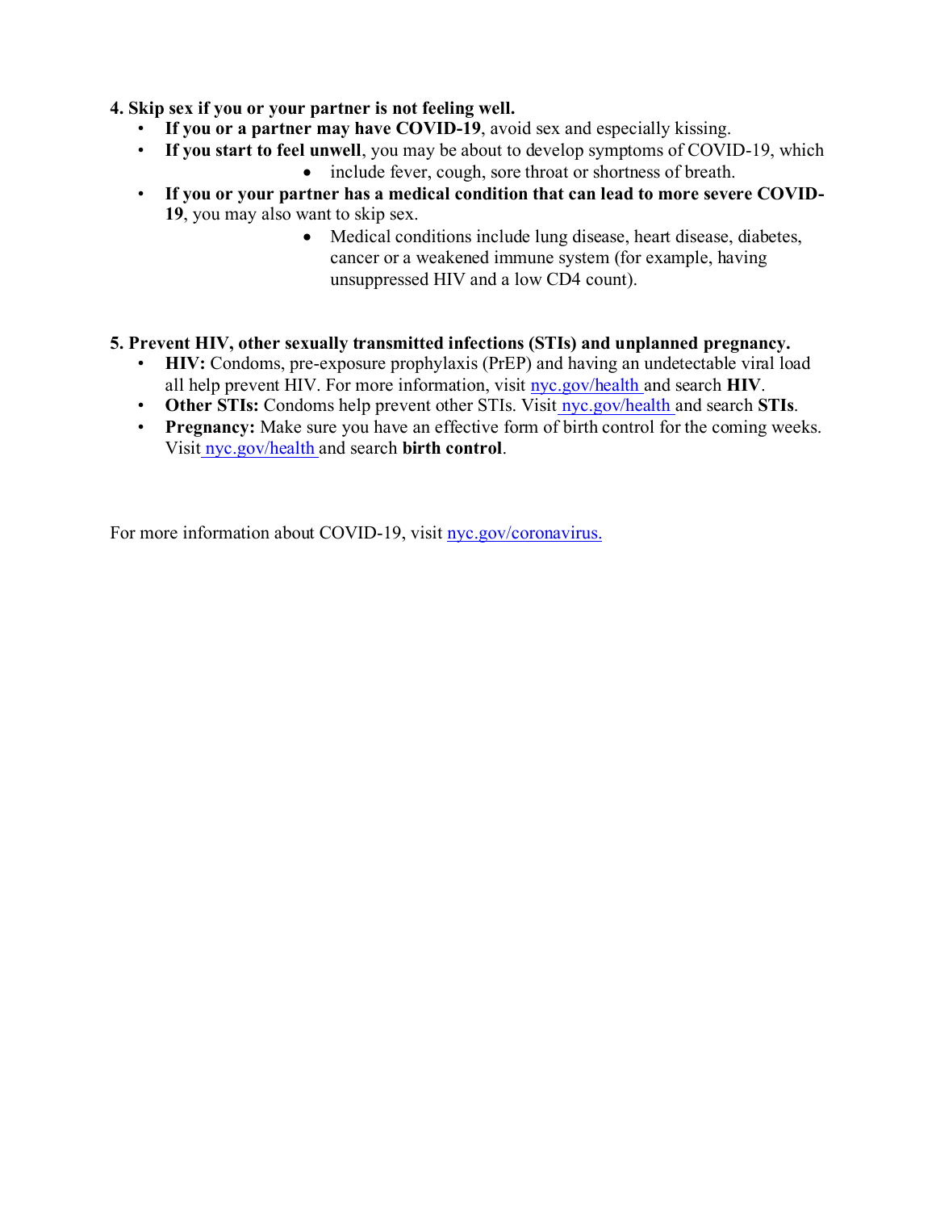**4. Skip sex if you or your partner is not feeling well.**

- **If you or a partner may have COVID-19**, avoid sex and especially kissing.
- **If you start to feel unwell**, you may be about to develop symptoms of COVID-19, which
    - include fever, cough, sore throat or shortness of breath.
- **If you or your partner has a medical condition that can lead to more severe COVID-19**, you may also want to skip sex.
    - Medical conditions include lung disease, heart disease, diabetes, cancer or a weakened immune system (for example, having unsuppressed HIV and a low CD4 count).

**5. Prevent HIV, other sexually transmitted infections (STIs) and unplanned pregnancy.**

- **HIV:** Condoms, pre-exposure prophylaxis (PrEP) and having an undetectable viral load all help prevent HIV. For more information, visit nyc.gov/health and search **HIV**.
- **Other STIs:** Condoms help prevent other STIs. Visit nyc.gov/health and search **STIs**.
- **Pregnancy:** Make sure you have an effective form of birth control for the coming weeks. Visit nyc.gov/health and search **birth control**.

For more information about COVID-19, visit nyc.gov/coronavirus.